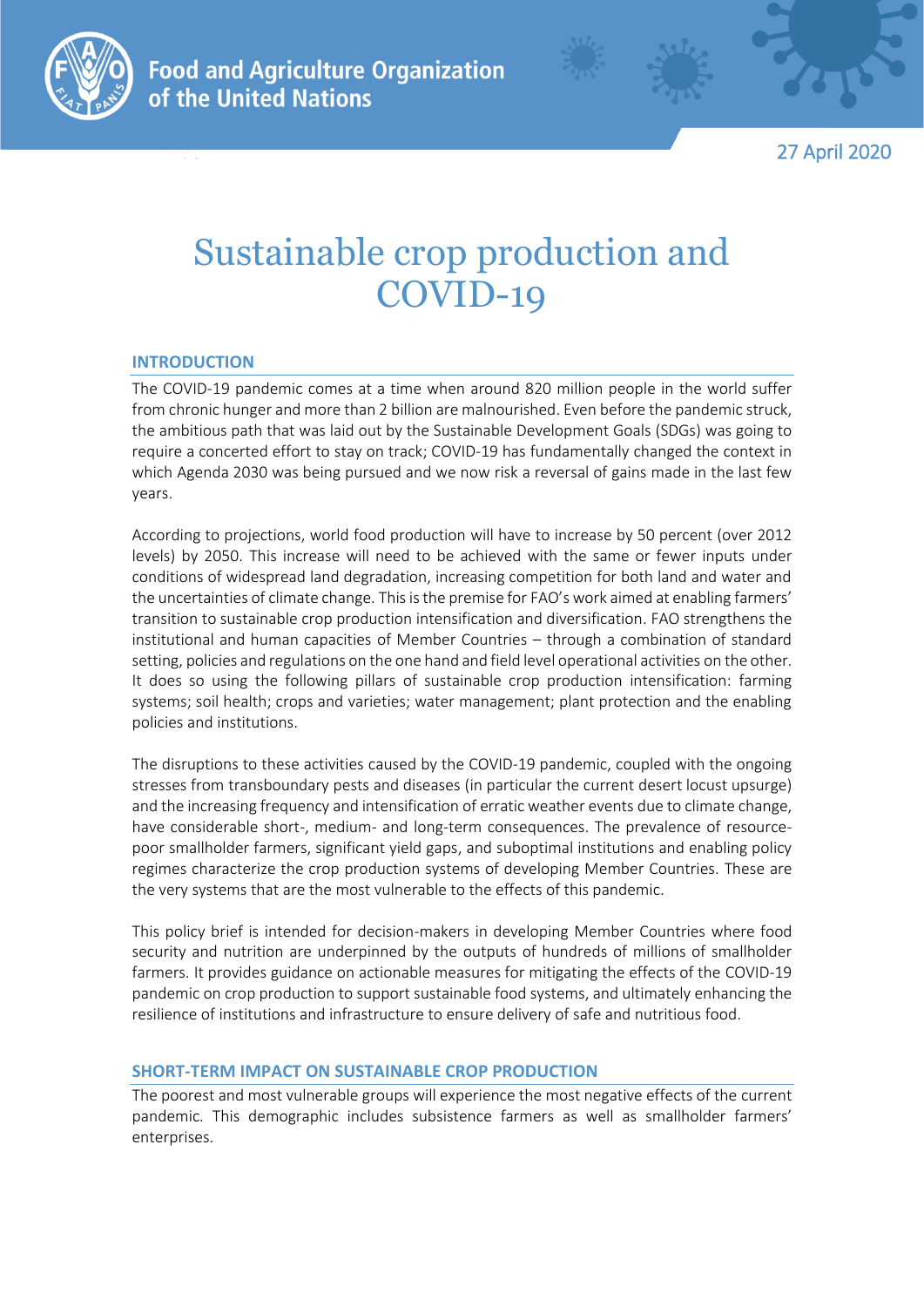Food and Agriculture Organization of the United Nations

27 April 2020

# Sustainable crop production and COVID-19

## INTRODUCTION

The COVID-19 pandemic comes at a time when around 820 million people in the world suffer from chronic hunger and more than 2 billion are malnourished. Even before the pandemic struck, the ambitious path that was laid out by the Sustainable Development Goals (SDGs) was going to require a concerted effort to stay on track; COVID-19 has fundamentally changed the context in which Agenda 2030 was being pursued and we now risk a reversal of gains made in the last few years.

According to projections, world food production will have to increase by 50 percent (over 2012 levels) by 2050. This increase will need to be achieved with the same or fewer inputs under conditions of widespread land degradation, increasing competition for both land and water and the uncertainties of climate change. This is the premise for FAO's work aimed at enabling farmers' transition to sustainable crop production intensification and diversification. FAO strengthens the institutional and human capacities of Member Countries – through a combination of standard setting, policies and regulations on the one hand and field level operational activities on the other. It does so using the following pillars of sustainable crop production intensification: farming systems; soil health; crops and varieties; water management; plant protection and the enabling policies and institutions.

The disruptions to these activities caused by the COVID-19 pandemic, coupled with the ongoing stresses from transboundary pests and diseases (in particular the current desert locust upsurge) and the increasing frequency and intensification of erratic weather events due to climate change, have considerable short-, medium- and long-term consequences. The prevalence of resource-poor smallholder farmers, significant yield gaps, and suboptimal institutions and enabling policy regimes characterize the crop production systems of developing Member Countries. These are the very systems that are the most vulnerable to the effects of this pandemic.

This policy brief is intended for decision-makers in developing Member Countries where food security and nutrition are underpinned by the outputs of hundreds of millions of smallholder farmers. It provides guidance on actionable measures for mitigating the effects of the COVID-19 pandemic on crop production to support sustainable food systems, and ultimately enhancing the resilience of institutions and infrastructure to ensure delivery of safe and nutritious food.

## SHORT-TERM IMPACT ON SUSTAINABLE CROP PRODUCTION

The poorest and most vulnerable groups will experience the most negative effects of the current pandemic. This demographic includes subsistence farmers as well as smallholder farmers' enterprises.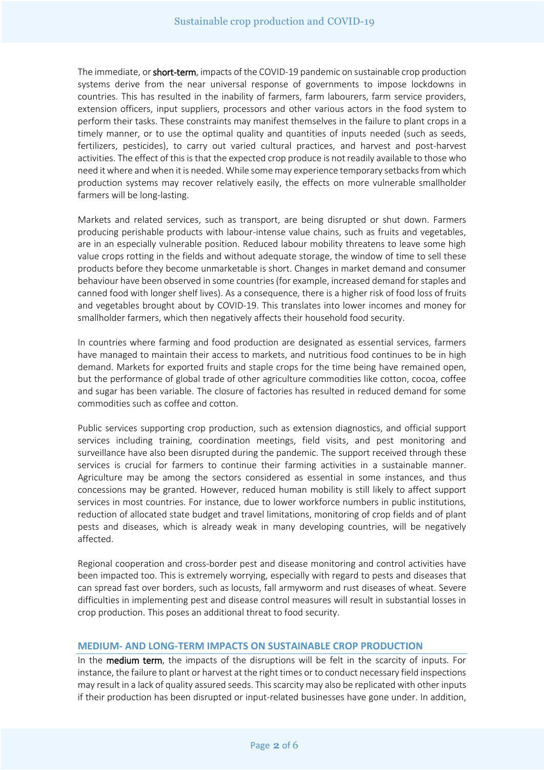The immediate, or **short-term**, impacts of the COVID-19 pandemic on sustainable crop production systems derive from the near universal response of governments to impose lockdowns in countries. This has resulted in the inability of farmers, farm labourers, farm service providers, extension officers, input suppliers, processors and other various actors in the food system to perform their tasks. These constraints may manifest themselves in the failure to plant crops in a timely manner, or to use the optimal quality and quantities of inputs needed (such as seeds, fertilizers, pesticides), to carry out varied cultural practices, and harvest and post-harvest activities. The effect of this is that the expected crop produce is not readily available to those who need it where and when it is needed. While some may experience temporary setbacks from which production systems may recover relatively easily, the effects on more vulnerable smallholder farmers will be long-lasting.

Markets and related services, such as transport, are being disrupted or shut down. Farmers producing perishable products with labour-intense value chains, such as fruits and vegetables, are in an especially vulnerable position. Reduced labour mobility threatens to leave some high value crops rotting in the fields and without adequate storage, the window of time to sell these products before they become unmarketable is short. Changes in market demand and consumer behaviour have been observed in some countries (for example, increased demand for staples and canned food with longer shelf lives). As a consequence, there is a higher risk of food loss of fruits and vegetables brought about by COVID-19. This translates into lower incomes and money for smallholder farmers, which then negatively affects their household food security.

In countries where farming and food production are designated as essential services, farmers have managed to maintain their access to markets, and nutritious food continues to be in high demand. Markets for exported fruits and staple crops for the time being have remained open, but the performance of global trade of other agriculture commodities like cotton, cocoa, coffee and sugar has been variable. The closure of factories has resulted in reduced demand for some commodities such as coffee and cotton.

Public services supporting crop production, such as extension diagnostics, and official support services including training, coordination meetings, field visits, and pest monitoring and surveillance have also been disrupted during the pandemic. The support received through these services is crucial for farmers to continue their farming activities in a sustainable manner. Agriculture may be among the sectors considered as essential in some instances, and thus concessions may be granted. However, reduced human mobility is still likely to affect support services in most countries. For instance, due to lower workforce numbers in public institutions, reduction of allocated state budget and travel limitations, monitoring of crop fields and of plant pests and diseases, which is already weak in many developing countries, will be negatively affected.

Regional cooperation and cross-border pest and disease monitoring and control activities have been impacted too. This is extremely worrying, especially with regard to pests and diseases that can spread fast over borders, such as locusts, fall armyworm and rust diseases of wheat. Severe difficulties in implementing pest and disease control measures will result in substantial losses in crop production. This poses an additional threat to food security.

## MEDIUM- AND LONG-TERM IMPACTS ON SUSTAINABLE CROP PRODUCTION

In the **medium term**, the impacts of the disruptions will be felt in the scarcity of inputs. For instance, the failure to plant or harvest at the right times or to conduct necessary field inspections may result in a lack of quality assured seeds. This scarcity may also be replicated with other inputs if their production has been disrupted or input-related businesses have gone under. In addition,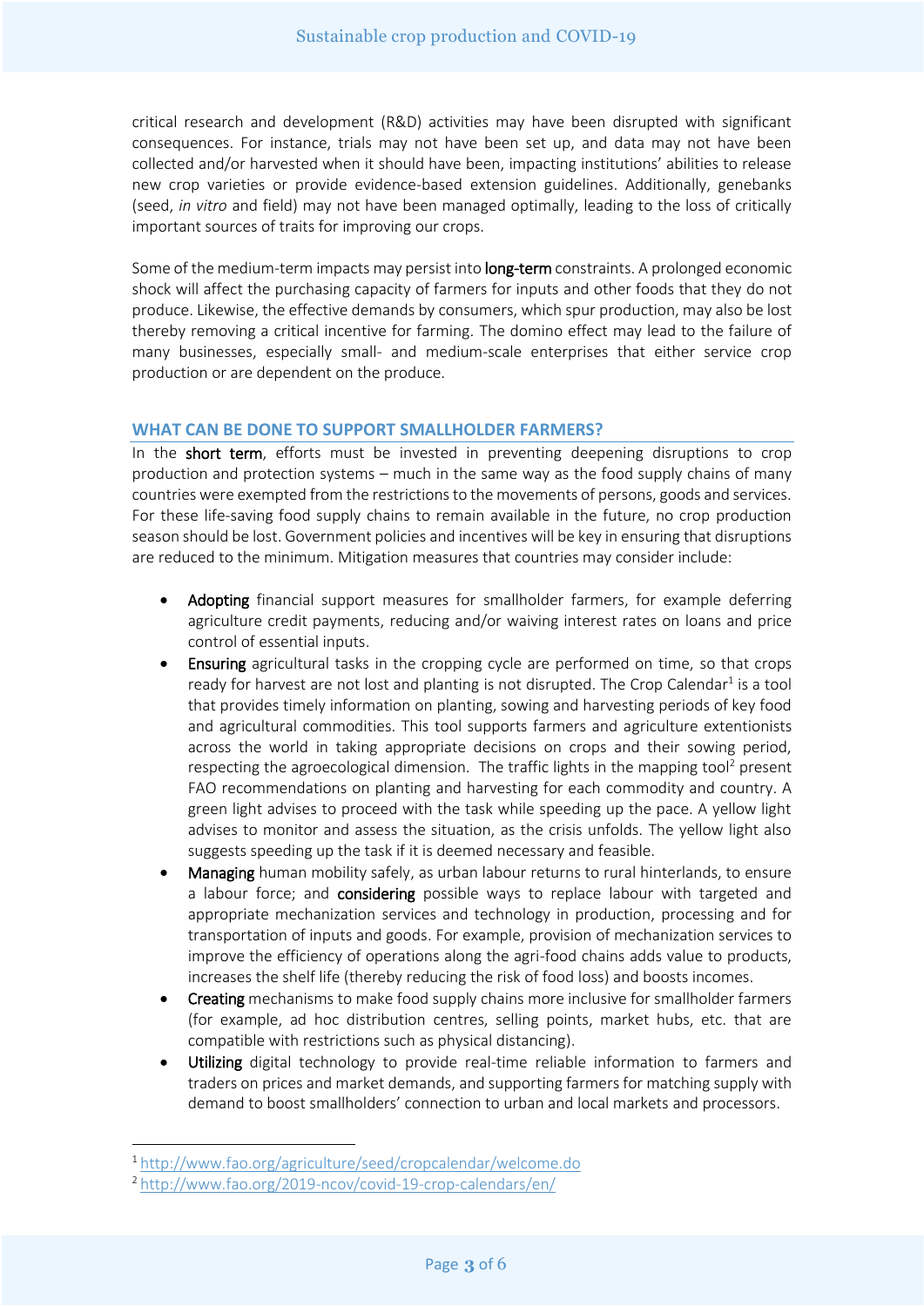critical research and development (R&D) activities may have been disrupted with significant consequences. For instance, trials may not have been set up, and data may not have been collected and/or harvested when it should have been, impacting institutions' abilities to release new crop varieties or provide evidence-based extension guidelines. Additionally, genebanks (seed, *in vitro* and field) may not have been managed optimally, leading to the loss of critically important sources of traits for improving our crops.

Some of the medium-term impacts may persist into **long-term** constraints. A prolonged economic shock will affect the purchasing capacity of farmers for inputs and other foods that they do not produce. Likewise, the effective demands by consumers, which spur production, may also be lost thereby removing a critical incentive for farming. The domino effect may lead to the failure of many businesses, especially small- and medium-scale enterprises that either service crop production or are dependent on the produce.

## WHAT CAN BE DONE TO SUPPORT SMALLHOLDER FARMERS?

In the **short term**, efforts must be invested in preventing deepening disruptions to crop production and protection systems – much in the same way as the food supply chains of many countries were exempted from the restrictions to the movements of persons, goods and services. For these life-saving food supply chains to remain available in the future, no crop production season should be lost. Government policies and incentives will be key in ensuring that disruptions are reduced to the minimum. Mitigation measures that countries may consider include:

- **Adopting** financial support measures for smallholder farmers, for example deferring agriculture credit payments, reducing and/or waiving interest rates on loans and price control of essential inputs.
- **Ensuring** agricultural tasks in the cropping cycle are performed on time, so that crops ready for harvest are not lost and planting is not disrupted. The Crop Calendar[1] is a tool that provides timely information on planting, sowing and harvesting periods of key food and agricultural commodities. This tool supports farmers and agriculture extentionists across the world in taking appropriate decisions on crops and their sowing period, respecting the agroecological dimension. The traffic lights in the mapping tool[2] present FAO recommendations on planting and harvesting for each commodity and country. A green light advises to proceed with the task while speeding up the pace. A yellow light advises to monitor and assess the situation, as the crisis unfolds. The yellow light also suggests speeding up the task if it is deemed necessary and feasible.
- **Managing** human mobility safely, as urban labour returns to rural hinterlands, to ensure a labour force; and **considering** possible ways to replace labour with targeted and appropriate mechanization services and technology in production, processing and for transportation of inputs and goods. For example, provision of mechanization services to improve the efficiency of operations along the agri-food chains adds value to products, increases the shelf life (thereby reducing the risk of food loss) and boosts incomes.
- **Creating** mechanisms to make food supply chains more inclusive for smallholder farmers (for example, ad hoc distribution centres, selling points, market hubs, etc. that are compatible with restrictions such as physical distancing).
- **Utilizing** digital technology to provide real-time reliable information to farmers and traders on prices and market demands, and supporting farmers for matching supply with demand to boost smallholders' connection to urban and local markets and processors.

---

[1] http://www.fao.org/agriculture/seed/cropcalendar/welcome.do

[2] http://www.fao.org/2019-ncov/covid-19-crop-calendars/en/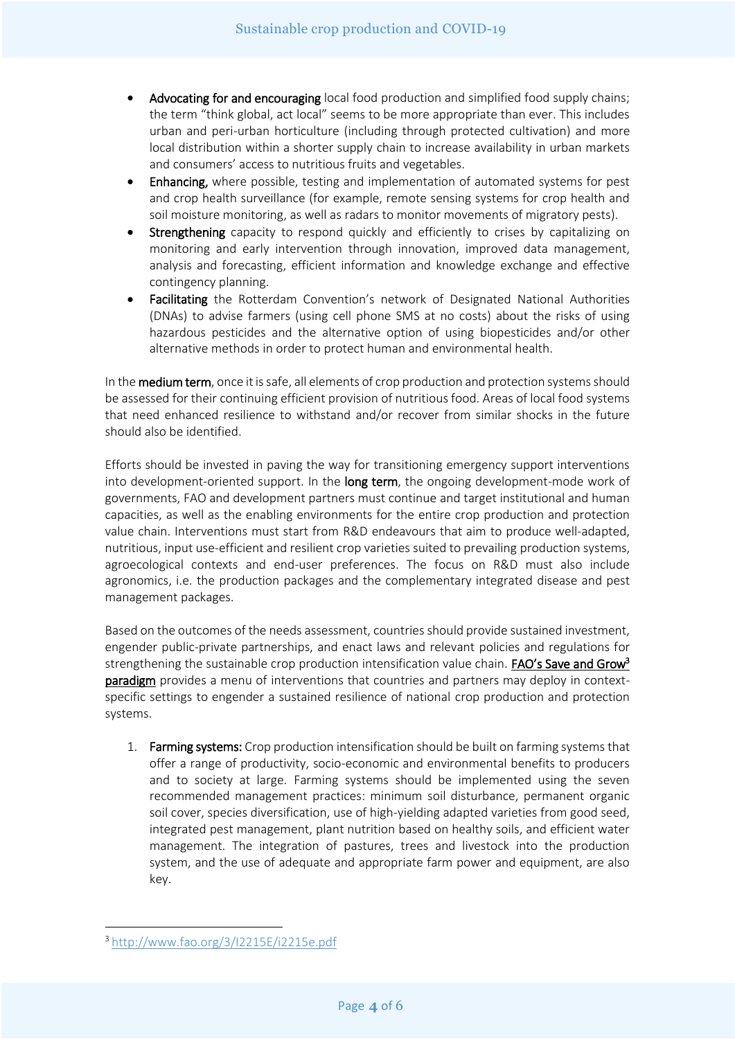- **Advocating for and encouraging** local food production and simplified food supply chains; the term "think global, act local" seems to be more appropriate than ever. This includes urban and peri-urban horticulture (including through protected cultivation) and more local distribution within a shorter supply chain to increase availability in urban markets and consumers' access to nutritious fruits and vegetables.
- **Enhancing,** where possible, testing and implementation of automated systems for pest and crop health surveillance (for example, remote sensing systems for crop health and soil moisture monitoring, as well as radars to monitor movements of migratory pests).
- **Strengthening** capacity to respond quickly and efficiently to crises by capitalizing on monitoring and early intervention through innovation, improved data management, analysis and forecasting, efficient information and knowledge exchange and effective contingency planning.
- **Facilitating** the Rotterdam Convention's network of Designated National Authorities (DNAs) to advise farmers (using cell phone SMS at no costs) about the risks of using hazardous pesticides and the alternative option of using biopesticides and/or other alternative methods in order to protect human and environmental health.

In the **medium term**, once it is safe, all elements of crop production and protection systems should be assessed for their continuing efficient provision of nutritious food. Areas of local food systems that need enhanced resilience to withstand and/or recover from similar shocks in the future should also be identified.

Efforts should be invested in paving the way for transitioning emergency support interventions into development-oriented support. In the **long term**, the ongoing development-mode work of governments, FAO and development partners must continue and target institutional and human capacities, as well as the enabling environments for the entire crop production and protection value chain. Interventions must start from R&D endeavours that aim to produce well-adapted, nutritious, input use-efficient and resilient crop varieties suited to prevailing production systems, agroecological contexts and end-user preferences. The focus on R&D must also include agronomics, i.e. the production packages and the complementary integrated disease and pest management packages.

Based on the outcomes of the needs assessment, countries should provide sustained investment, engender public-private partnerships, and enact laws and relevant policies and regulations for strengthening the sustainable crop production intensification value chain. FAO's Save and Grow[3] paradigm provides a menu of interventions that countries and partners may deploy in context-specific settings to engender a sustained resilience of national crop production and protection systems.

1. **Farming systems:** Crop production intensification should be built on farming systems that offer a range of productivity, socio-economic and environmental benefits to producers and to society at large. Farming systems should be implemented using the seven recommended management practices: minimum soil disturbance, permanent organic soil cover, species diversification, use of high-yielding adapted varieties from good seed, integrated pest management, plant nutrition based on healthy soils, and efficient water management. The integration of pastures, trees and livestock into the production system, and the use of adequate and appropriate farm power and equipment, are also key.

[3] http://www.fao.org/3/I2215E/i2215e.pdf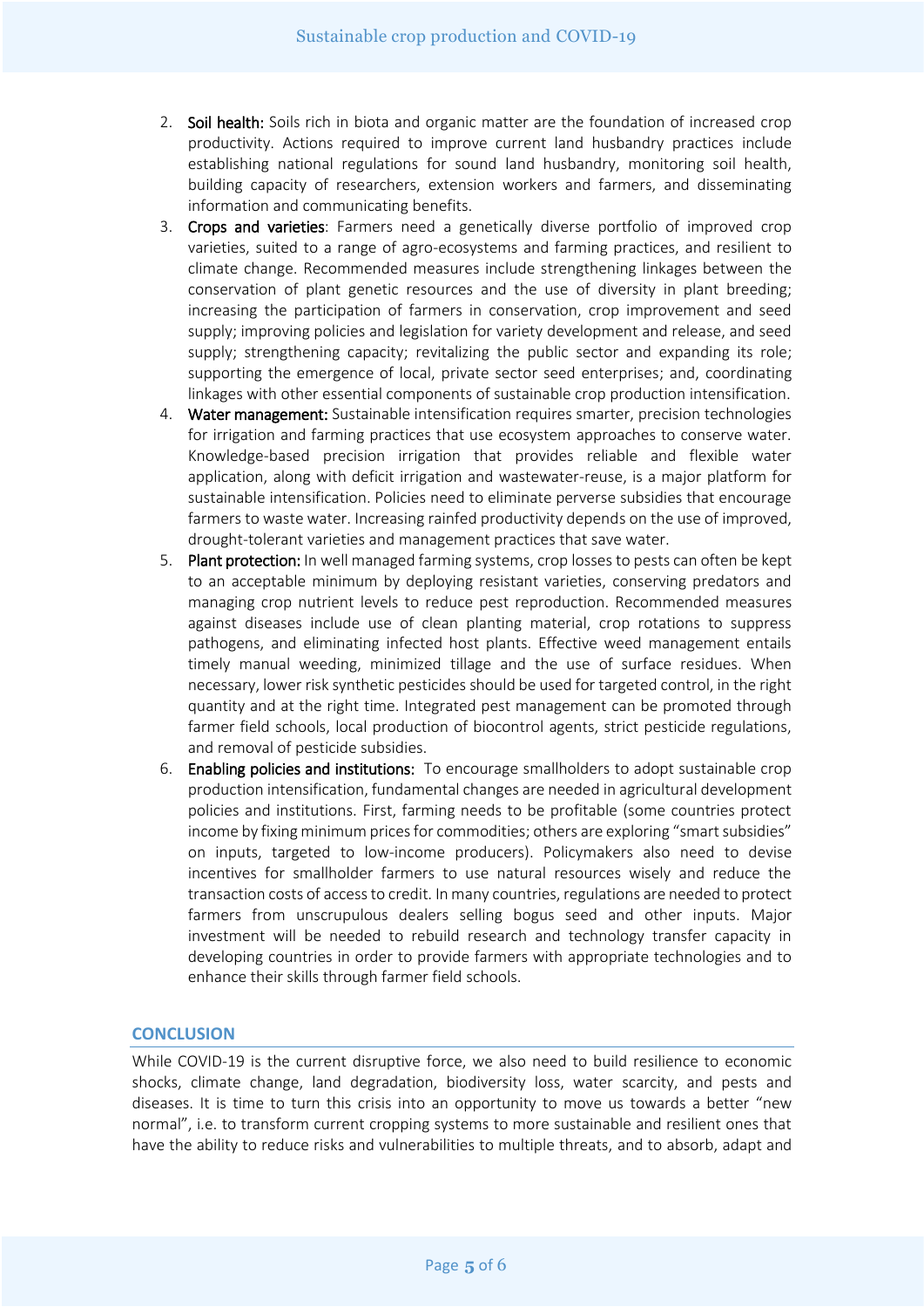2. **Soil health:** Soils rich in biota and organic matter are the foundation of increased crop productivity. Actions required to improve current land husbandry practices include establishing national regulations for sound land husbandry, monitoring soil health, building capacity of researchers, extension workers and farmers, and disseminating information and communicating benefits.
3. **Crops and varieties**: Farmers need a genetically diverse portfolio of improved crop varieties, suited to a range of agro-ecosystems and farming practices, and resilient to climate change. Recommended measures include strengthening linkages between the conservation of plant genetic resources and the use of diversity in plant breeding; increasing the participation of farmers in conservation, crop improvement and seed supply; improving policies and legislation for variety development and release, and seed supply; strengthening capacity; revitalizing the public sector and expanding its role; supporting the emergence of local, private sector seed enterprises; and, coordinating linkages with other essential components of sustainable crop production intensification.
4. **Water management:** Sustainable intensification requires smarter, precision technologies for irrigation and farming practices that use ecosystem approaches to conserve water. Knowledge-based precision irrigation that provides reliable and flexible water application, along with deficit irrigation and wastewater-reuse, is a major platform for sustainable intensification. Policies need to eliminate perverse subsidies that encourage farmers to waste water. Increasing rainfed productivity depends on the use of improved, drought-tolerant varieties and management practices that save water.
5. **Plant protection:** In well managed farming systems, crop losses to pests can often be kept to an acceptable minimum by deploying resistant varieties, conserving predators and managing crop nutrient levels to reduce pest reproduction. Recommended measures against diseases include use of clean planting material, crop rotations to suppress pathogens, and eliminating infected host plants. Effective weed management entails timely manual weeding, minimized tillage and the use of surface residues. When necessary, lower risk synthetic pesticides should be used for targeted control, in the right quantity and at the right time. Integrated pest management can be promoted through farmer field schools, local production of biocontrol agents, strict pesticide regulations, and removal of pesticide subsidies.
6. **Enabling policies and institutions:** To encourage smallholders to adopt sustainable crop production intensification, fundamental changes are needed in agricultural development policies and institutions. First, farming needs to be profitable (some countries protect income by fixing minimum prices for commodities; others are exploring "smart subsidies" on inputs, targeted to low-income producers). Policymakers also need to devise incentives for smallholder farmers to use natural resources wisely and reduce the transaction costs of access to credit. In many countries, regulations are needed to protect farmers from unscrupulous dealers selling bogus seed and other inputs. Major investment will be needed to rebuild research and technology transfer capacity in developing countries in order to provide farmers with appropriate technologies and to enhance their skills through farmer field schools.

## CONCLUSION

While COVID-19 is the current disruptive force, we also need to build resilience to economic shocks, climate change, land degradation, biodiversity loss, water scarcity, and pests and diseases. It is time to turn this crisis into an opportunity to move us towards a better "new normal", i.e. to transform current cropping systems to more sustainable and resilient ones that have the ability to reduce risks and vulnerabilities to multiple threats, and to absorb, adapt and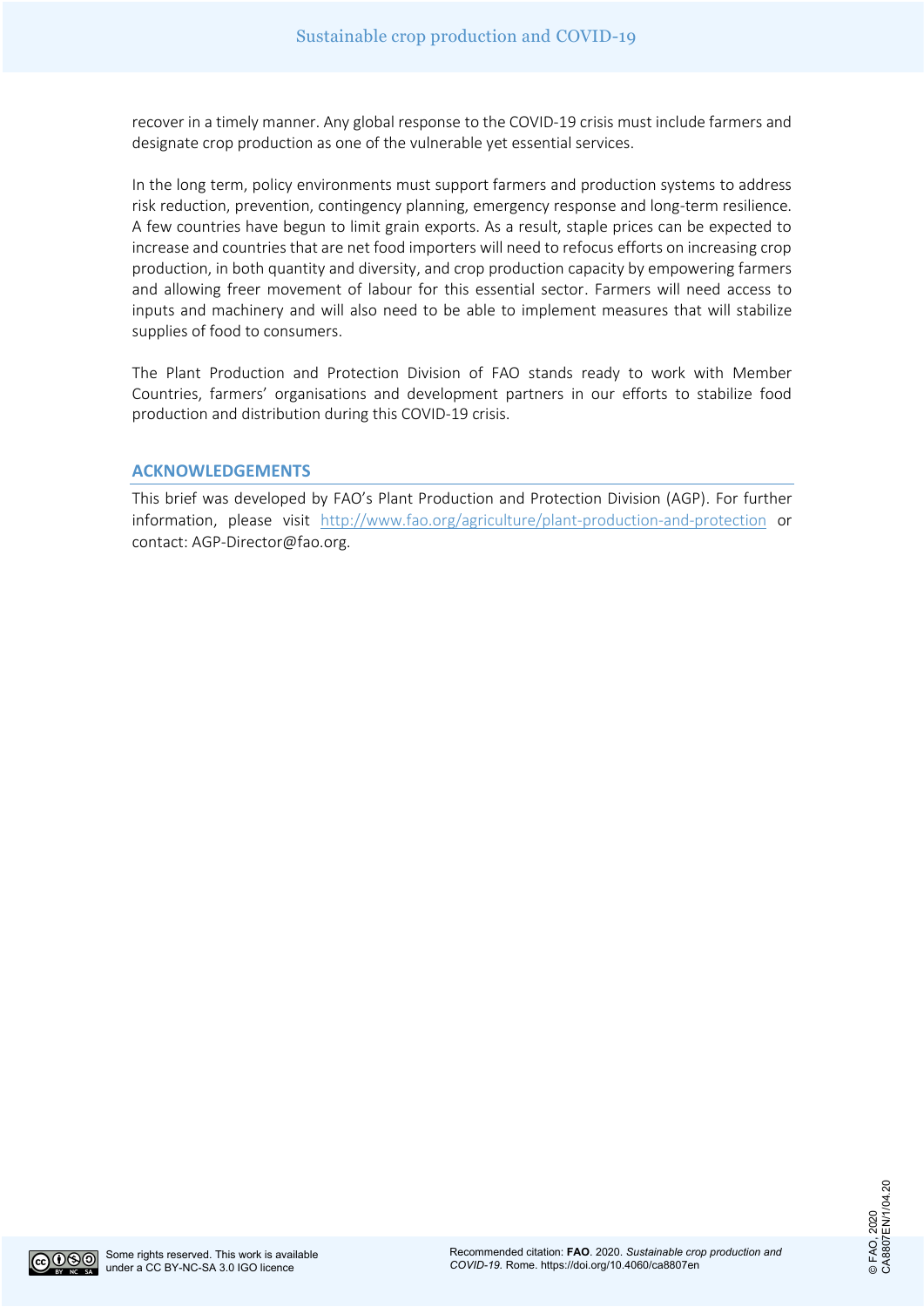recover in a timely manner. Any global response to the COVID-19 crisis must include farmers and designate crop production as one of the vulnerable yet essential services.

In the long term, policy environments must support farmers and production systems to address risk reduction, prevention, contingency planning, emergency response and long-term resilience. A few countries have begun to limit grain exports. As a result, staple prices can be expected to increase and countries that are net food importers will need to refocus efforts on increasing crop production, in both quantity and diversity, and crop production capacity by empowering farmers and allowing freer movement of labour for this essential sector. Farmers will need access to inputs and machinery and will also need to be able to implement measures that will stabilize supplies of food to consumers.

The Plant Production and Protection Division of FAO stands ready to work with Member Countries, farmers' organisations and development partners in our efforts to stabilize food production and distribution during this COVID-19 crisis.

## ACKNOWLEDGEMENTS

This brief was developed by FAO's Plant Production and Protection Division (AGP). For further information, please visit http://www.fao.org/agriculture/plant-production-and-protection or contact: AGP-Director@fao.org.

Some rights reserved. This work is available under a CC BY-NC-SA 3.0 IGO licence

Recommended citation: **FAO**. 2020. *Sustainable crop production and COVID-19.* Rome. https://doi.org/10.4060/ca8807en

© FAO, 2020
CA8807EN/1/04.20